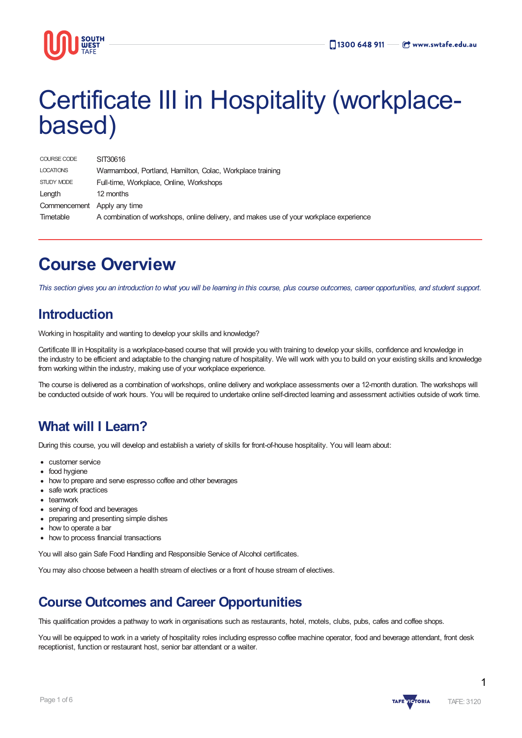# Certificate III in Hospitality (workplace-based)

| | |
|---|---|
| COURSE CODE | SIT30616 |
| LOCATIONS | Warrnambool, Portland, Hamilton, Colac, Workplace training |
| STUDY MODE | Full-time, Workplace, Online, Workshops |
| Length | 12 months |
| Commencement | Apply any time |
| Timetable | A combination of workshops, online delivery, and makes use of your workplace experience |

# Course Overview

*This section gives you an introduction to what you will be learning in this course, plus course outcomes, career opportunities, and student support.*

## Introduction

Working in hospitality and wanting to develop your skills and knowledge?

Certificate III in Hospitality is a workplace-based course that will provide you with training to develop your skills, confidence and knowledge in the industry to be efficient and adaptable to the changing nature of hospitality. We will work with you to build on your existing skills and knowledge from working within the industry, making use of your workplace experience.

The course is delivered as a combination of workshops, online delivery and workplace assessments over a 12-month duration. The workshops will be conducted outside of work hours. You will be required to undertake online self-directed learning and assessment activities outside of work time.

## What will I Learn?

During this course, you will develop and establish a variety of skills for front-of-house hospitality. You will learn about:

- customer service
- food hygiene
- how to prepare and serve espresso coffee and other beverages
- safe work practices
- teamwork
- serving of food and beverages
- preparing and presenting simple dishes
- how to operate a bar
- how to process financial transactions

You will also gain Safe Food Handling and Responsible Service of Alcohol certificates.

You may also choose between a health stream of electives or a front of house stream of electives.

## Course Outcomes and Career Opportunities

This qualification provides a pathway to work in organisations such as restaurants, hotel, motels, clubs, pubs, cafes and coffee shops.

You will be equipped to work in a variety of hospitality roles including espresso coffee machine operator, food and beverage attendant, front desk receptionist, function or restaurant host, senior bar attendant or a waiter.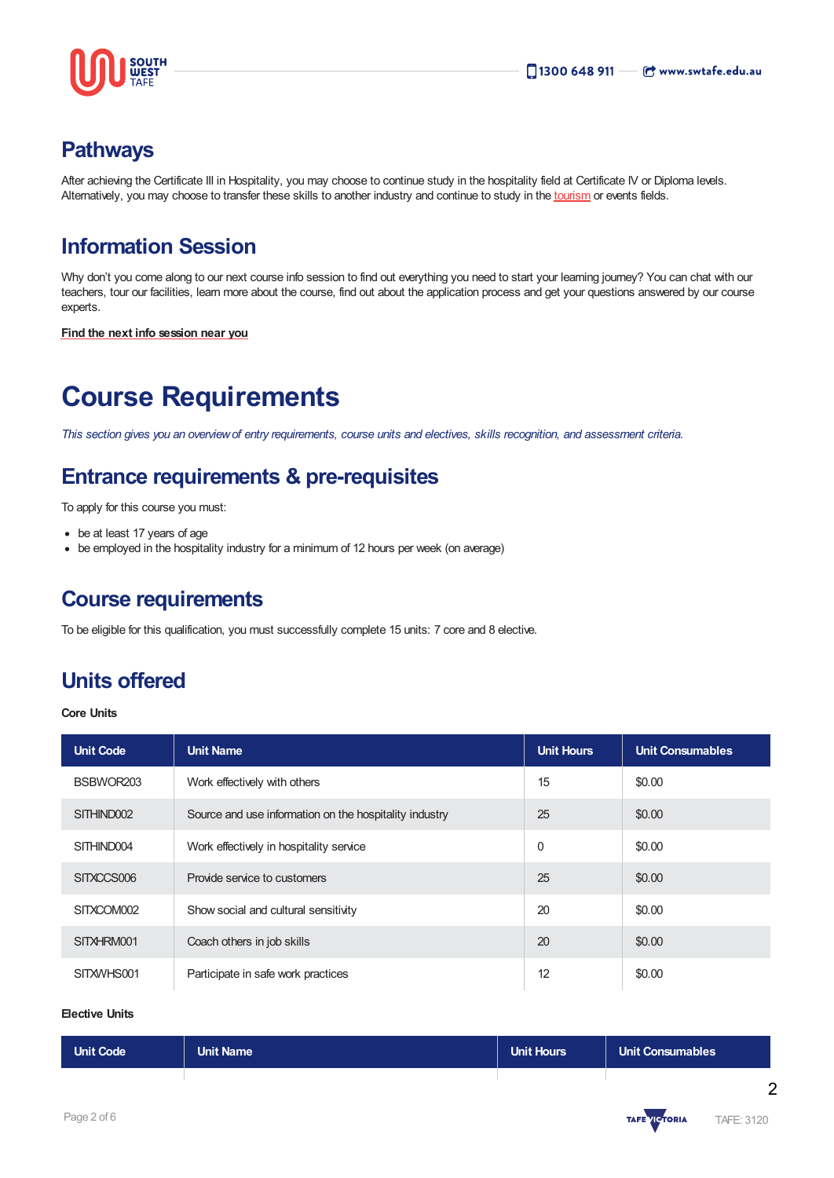## Pathways

After achieving the Certificate III in Hospitality, you may choose to continue study in the hospitality field at Certificate IV or Diploma levels. Alternatively, you may choose to transfer these skills to another industry and continue to study in the tourism or events fields.

## Information Session

Why don't you come along to our next course info session to find out everything you need to start your learning journey? You can chat with our teachers, tour our facilities, learn more about the course, find out about the application process and get your questions answered by our course experts.

**Find the next info session near you**

# Course Requirements

*This section gives you an overview of entry requirements, course units and electives, skills recognition, and assessment criteria.*

## Entrance requirements & pre-requisites

To apply for this course you must:

- be at least 17 years of age
- be employed in the hospitality industry for a minimum of 12 hours per week (on average)

## Course requirements

To be eligible for this qualification, you must successfully complete 15 units: 7 core and 8 elective.

## Units offered

**Core Units**

| Unit Code | Unit Name | Unit Hours | Unit Consumables |
|---|---|---|---|
| BSBWOR203 | Work effectively with others | 15 | $0.00 |
| SITHIND002 | Source and use information on the hospitality industry | 25 | $0.00 |
| SITHIND004 | Work effectively in hospitality service | 0 | $0.00 |
| SITXCCS006 | Provide service to customers | 25 | $0.00 |
| SITXCOM002 | Show social and cultural sensitivity | 20 | $0.00 |
| SITXHRM001 | Coach others in job skills | 20 | $0.00 |
| SITXWHS001 | Participate in safe work practices | 12 | $0.00 |

**Elective Units**

| Unit Code | Unit Name | Unit Hours | Unit Consumables |
|---|---|---|---|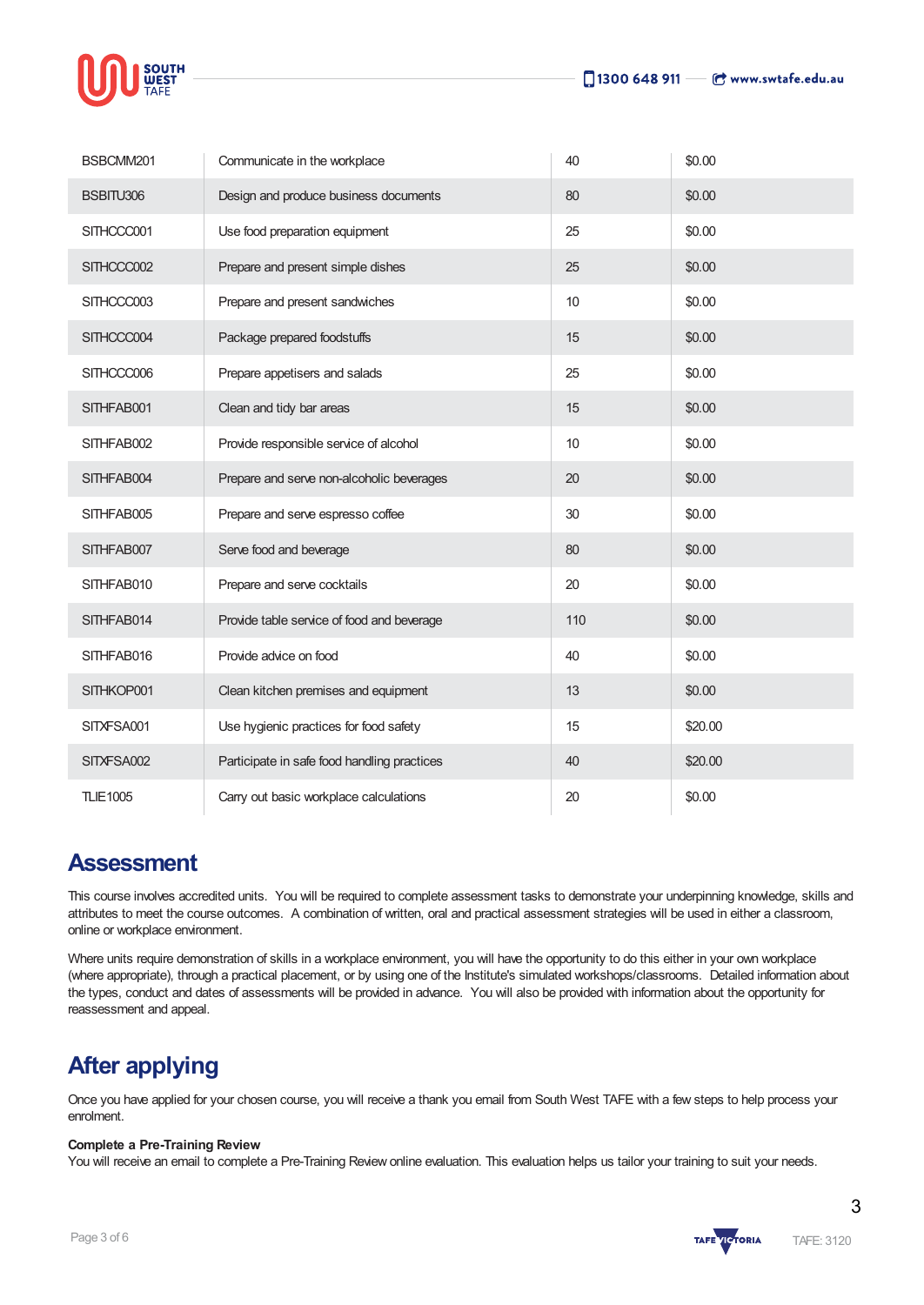| BSBCMM201 | Communicate in the workplace | 40 | $0.00 |
|---|---|---|---|
| BSBITU306 | Design and produce business documents | 80 | $0.00 |
| SITHCCC001 | Use food preparation equipment | 25 | $0.00 |
| SITHCCC002 | Prepare and present simple dishes | 25 | $0.00 |
| SITHCCC003 | Prepare and present sandwiches | 10 | $0.00 |
| SITHCCC004 | Package prepared foodstuffs | 15 | $0.00 |
| SITHCCC006 | Prepare appetisers and salads | 25 | $0.00 |
| SITHFAB001 | Clean and tidy bar areas | 15 | $0.00 |
| SITHFAB002 | Provide responsible service of alcohol | 10 | $0.00 |
| SITHFAB004 | Prepare and serve non-alcoholic beverages | 20 | $0.00 |
| SITHFAB005 | Prepare and serve espresso coffee | 30 | $0.00 |
| SITHFAB007 | Serve food and beverage | 80 | $0.00 |
| SITHFAB010 | Prepare and serve cocktails | 20 | $0.00 |
| SITHFAB014 | Provide table service of food and beverage | 110 | $0.00 |
| SITHFAB016 | Provide advice on food | 40 | $0.00 |
| SITHKOP001 | Clean kitchen premises and equipment | 13 | $0.00 |
| SITXFSA001 | Use hygienic practices for food safety | 15 | $20.00 |
| SITXFSA002 | Participate in safe food handling practices | 40 | $20.00 |
| TLIE1005 | Carry out basic workplace calculations | 20 | $0.00 |

## Assessment

This course involves accredited units. You will be required to complete assessment tasks to demonstrate your underpinning knowledge, skills and attributes to meet the course outcomes. A combination of written, oral and practical assessment strategies will be used in either a classroom, online or workplace environment.

Where units require demonstration of skills in a workplace environment, you will have the opportunity to do this either in your own workplace (where appropriate), through a practical placement, or by using one of the Institute's simulated workshops/classrooms. Detailed information about the types, conduct and dates of assessments will be provided in advance. You will also be provided with information about the opportunity for reassessment and appeal.

## After applying

Once you have applied for your chosen course, you will receive a thank you email from South West TAFE with a few steps to help process your enrolment.

**Complete a Pre-Training Review**
You will receive an email to complete a Pre-Training Review online evaluation. This evaluation helps us tailor your training to suit your needs.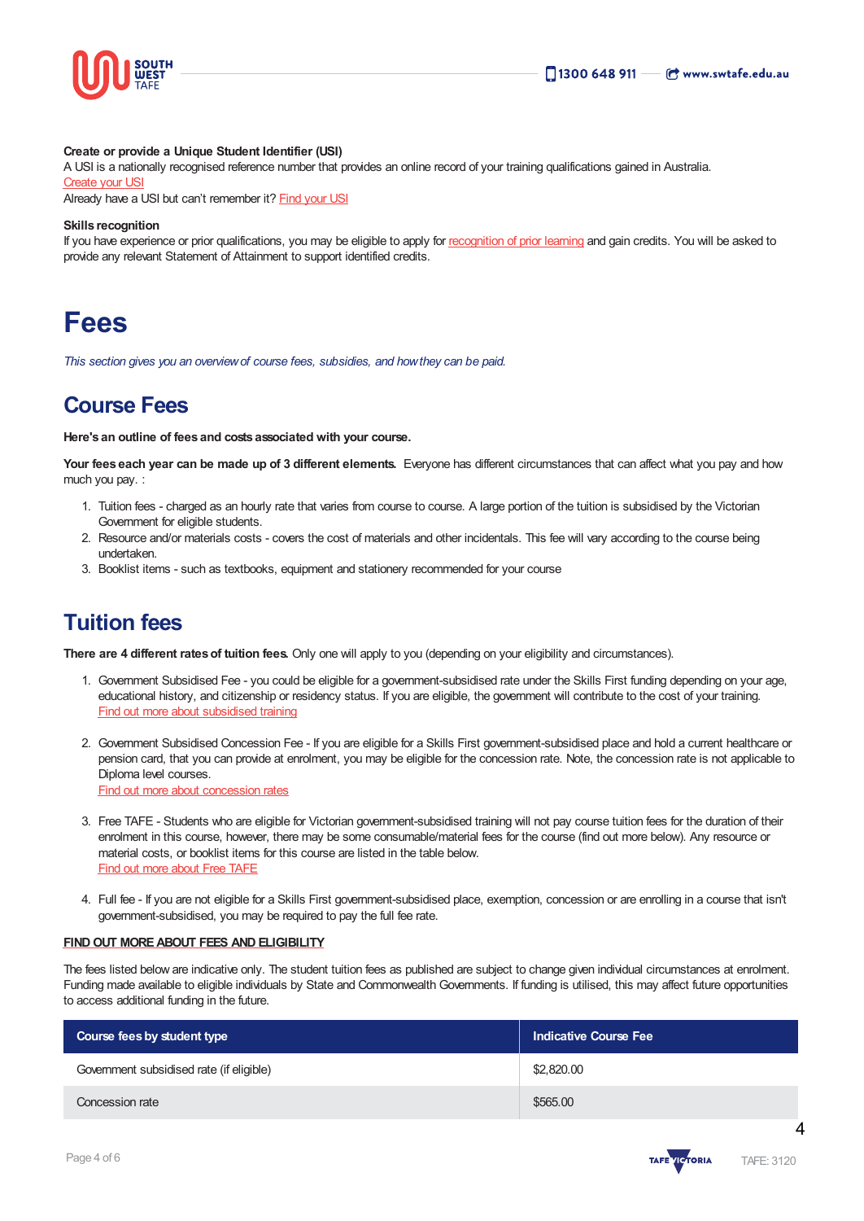**Create or provide a Unique Student Identifier (USI)**
A USI is a nationally recognised reference number that provides an online record of your training qualifications gained in Australia.
Create your USI
Already have a USI but can't remember it? Find your USI

**Skills recognition**
If you have experience or prior qualifications, you may be eligible to apply for recognition of prior learning and gain credits. You will be asked to provide any relevant Statement of Attainment to support identified credits.

# Fees

*This section gives you an overview of course fees, subsidies, and how they can be paid.*

## Course Fees

**Here's an outline of fees and costs associated with your course.**

**Your fees each year can be made up of 3 different elements.** Everyone has different circumstances that can affect what you pay and how much you pay. :

1. Tuition fees - charged as an hourly rate that varies from course to course. A large portion of the tuition is subsidised by the Victorian Government for eligible students.
2. Resource and/or materials costs - covers the cost of materials and other incidentals. This fee will vary according to the course being undertaken.
3. Booklist items - such as textbooks, equipment and stationery recommended for your course

## Tuition fees

**There are 4 different rates of tuition fees.** Only one will apply to you (depending on your eligibility and circumstances).

1. Government Subsidised Fee - you could be eligible for a government-subsidised rate under the Skills First funding depending on your age, educational history, and citizenship or residency status. If you are eligible, the government will contribute to the cost of your training.
   Find out more about subsidised training

2. Government Subsidised Concession Fee - If you are eligible for a Skills First government-subsidised place and hold a current healthcare or pension card, that you can provide at enrolment, you may be eligible for the concession rate. Note, the concession rate is not applicable to Diploma level courses.
   Find out more about concession rates

3. Free TAFE - Students who are eligible for Victorian government-subsidised training will not pay course tuition fees for the duration of their enrolment in this course, however, there may be some consumable/material fees for the course (find out more below). Any resource or material costs, or booklist items for this course are listed in the table below.
   Find out more about Free TAFE

4. Full fee - If you are not eligible for a Skills First government-subsidised place, exemption, concession or are enrolling in a course that isn't government-subsidised, you may be required to pay the full fee rate.

**FIND OUT MORE ABOUT FEES AND ELIGIBILITY**

The fees listed below are indicative only. The student tuition fees as published are subject to change given individual circumstances at enrolment. Funding made available to eligible individuals by State and Commonwealth Governments. If funding is utilised, this may affect future opportunities to access additional funding in the future.

| Course fees by student type | Indicative Course Fee |
| --- | --- |
| Government subsidised rate (if eligible) | $2,820.00 |
| Concession rate | $565.00 |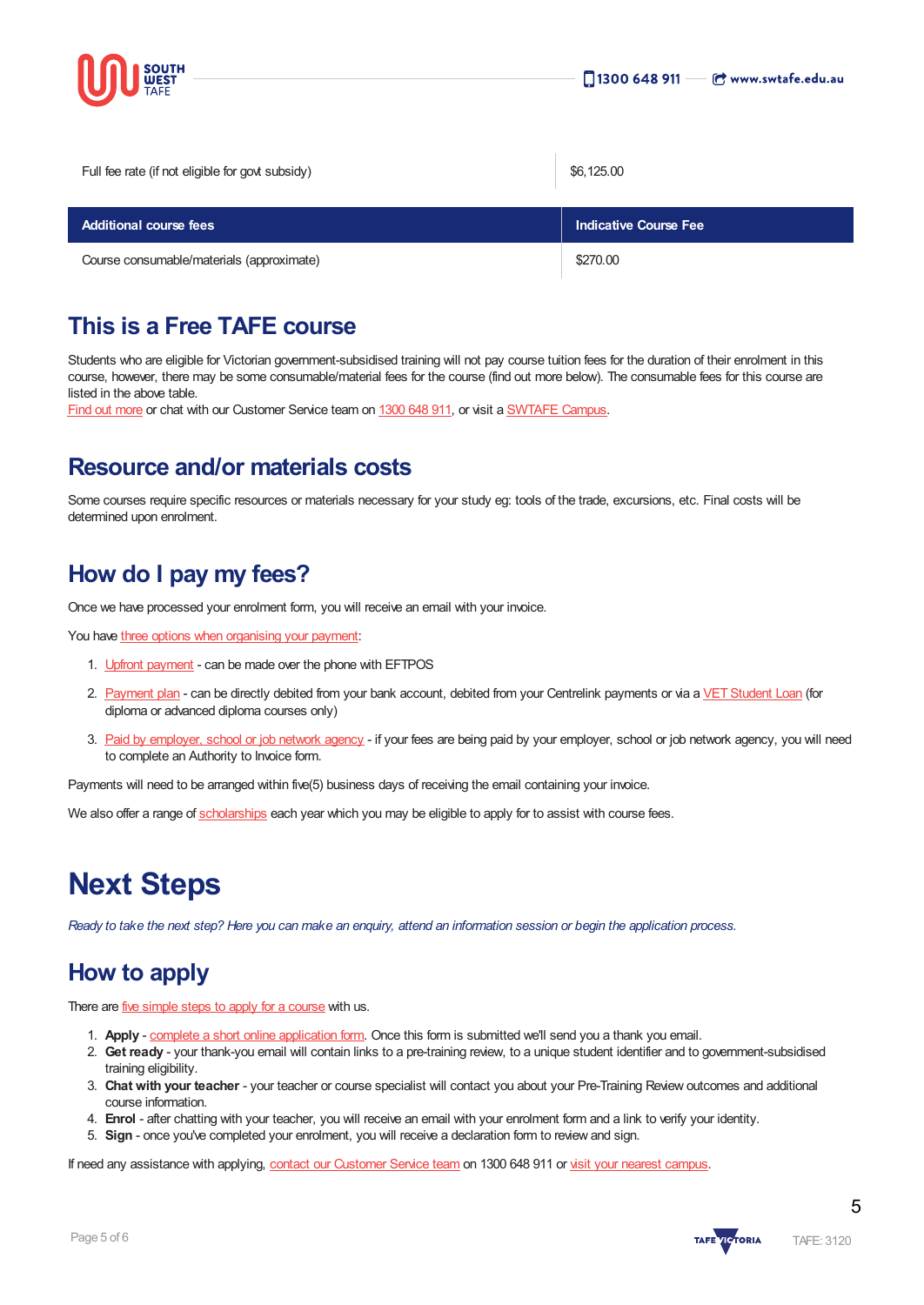| | |
|---|---|
| Full fee rate (if not eligible for govt subsidy) | $6,125.00 |

| Additional course fees | Indicative Course Fee |
|---|---|
| Course consumable/materials (approximate) | $270.00 |

## This is a Free TAFE course

Students who are eligible for Victorian government-subsidised training will not pay course tuition fees for the duration of their enrolment in this course, however, there may be some consumable/material fees for the course (find out more below). The consumable fees for this course are listed in the above table.
Find out more or chat with our Customer Service team on 1300 648 911, or visit a SWTAFE Campus.

## Resource and/or materials costs

Some courses require specific resources or materials necessary for your study eg: tools of the trade, excursions, etc. Final costs will be determined upon enrolment.

## How do I pay my fees?

Once we have processed your enrolment form, you will receive an email with your invoice.

You have three options when organising your payment:

1. Upfront payment - can be made over the phone with EFTPOS
2. Payment plan - can be directly debited from your bank account, debited from your Centrelink payments or via a VET Student Loan (for diploma or advanced diploma courses only)
3. Paid by employer, school or job network agency - if your fees are being paid by your employer, school or job network agency, you will need to complete an Authority to Invoice form.

Payments will need to be arranged within five(5) business days of receiving the email containing your invoice.

We also offer a range of scholarships each year which you may be eligible to apply for to assist with course fees.

# Next Steps

*Ready to take the next step? Here you can make an enquiry, attend an information session or begin the application process.*

## How to apply

There are five simple steps to apply for a course with us.

1. **Apply** - complete a short online application form. Once this form is submitted we'll send you a thank you email.
2. **Get ready** - your thank-you email will contain links to a pre-training review, to a unique student identifier and to government-subsidised training eligibility.
3. **Chat with your teacher** - your teacher or course specialist will contact you about your Pre-Training Review outcomes and additional course information.
4. **Enrol** - after chatting with your teacher, you will receive an email with your enrolment form and a link to verify your identity.
5. **Sign** - once you've completed your enrolment, you will receive a declaration form to review and sign.

If need any assistance with applying, contact our Customer Service team on 1300 648 911 or visit your nearest campus.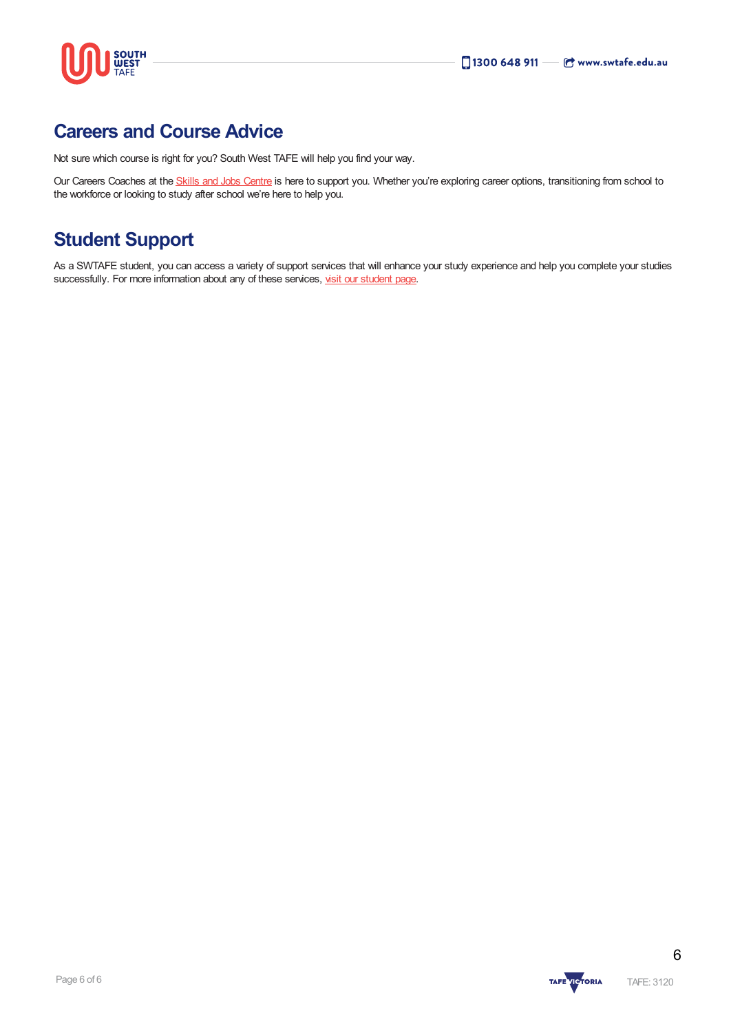## Careers and Course Advice

Not sure which course is right for you? South West TAFE will help you find your way.

Our Careers Coaches at the Skills and Jobs Centre is here to support you. Whether you're exploring career options, transitioning from school to the workforce or looking to study after school we're here to help you.

## Student Support

As a SWTAFE student, you can access a variety of support services that will enhance your study experience and help you complete your studies successfully. For more information about any of these services, visit our student page.